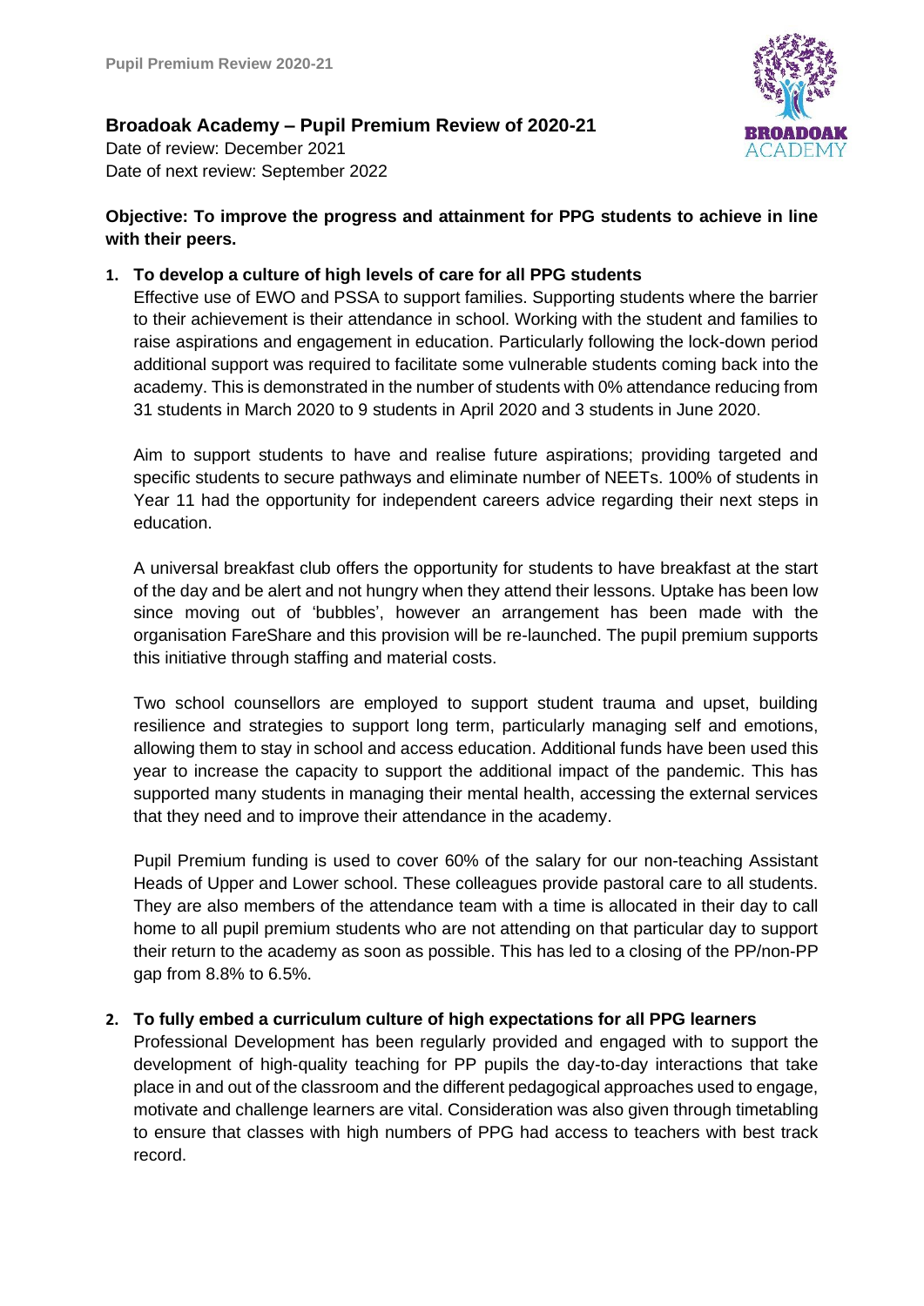# Broadoak Academy – Pupil Premium Review of 2020-21

Date of review: December 2021
Date of next review: September 2022

**Objective: To improve the progress and attainment for PPG students to achieve in line with their peers.**

1. **To develop a culture of high levels of care for all PPG students**

   Effective use of EWO and PSSA to support families. Supporting students where the barrier to their achievement is their attendance in school. Working with the student and families to raise aspirations and engagement in education. Particularly following the lock-down period additional support was required to facilitate some vulnerable students coming back into the academy. This is demonstrated in the number of students with 0% attendance reducing from 31 students in March 2020 to 9 students in April 2020 and 3 students in June 2020.

   Aim to support students to have and realise future aspirations; providing targeted and specific students to secure pathways and eliminate number of NEETs. 100% of students in Year 11 had the opportunity for independent careers advice regarding their next steps in education.

   A universal breakfast club offers the opportunity for students to have breakfast at the start of the day and be alert and not hungry when they attend their lessons. Uptake has been low since moving out of 'bubbles', however an arrangement has been made with the organisation FareShare and this provision will be re-launched. The pupil premium supports this initiative through staffing and material costs.

   Two school counsellors are employed to support student trauma and upset, building resilience and strategies to support long term, particularly managing self and emotions, allowing them to stay in school and access education. Additional funds have been used this year to increase the capacity to support the additional impact of the pandemic. This has supported many students in managing their mental health, accessing the external services that they need and to improve their attendance in the academy.

   Pupil Premium funding is used to cover 60% of the salary for our non-teaching Assistant Heads of Upper and Lower school. These colleagues provide pastoral care to all students. They are also members of the attendance team with a time is allocated in their day to call home to all pupil premium students who are not attending on that particular day to support their return to the academy as soon as possible. This has led to a closing of the PP/non-PP gap from 8.8% to 6.5%.

2. **To fully embed a curriculum culture of high expectations for all PPG learners**

   Professional Development has been regularly provided and engaged with to support the development of high-quality teaching for PP pupils the day-to-day interactions that take place in and out of the classroom and the different pedagogical approaches used to engage, motivate and challenge learners are vital. Consideration was also given through timetabling to ensure that classes with high numbers of PPG had access to teachers with best track record.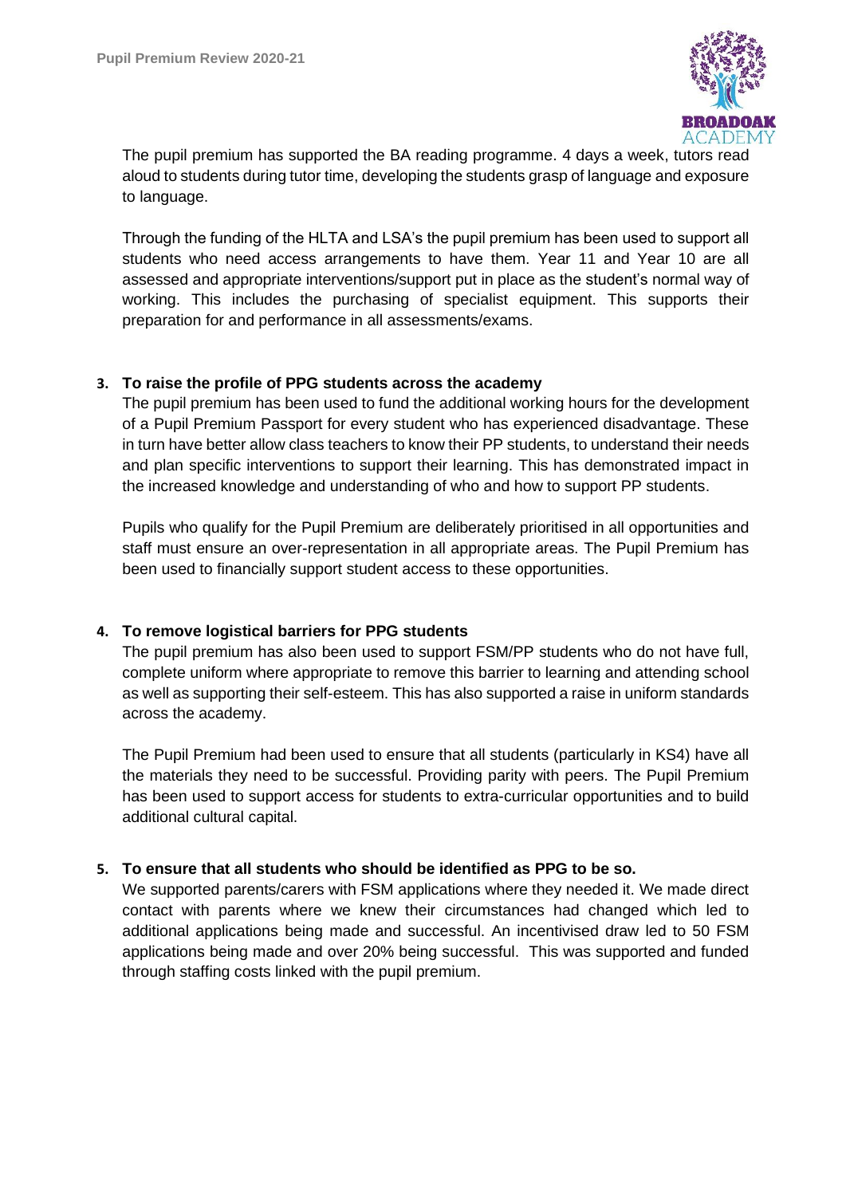The pupil premium has supported the BA reading programme. 4 days a week, tutors read aloud to students during tutor time, developing the students grasp of language and exposure to language.

Through the funding of the HLTA and LSA's the pupil premium has been used to support all students who need access arrangements to have them. Year 11 and Year 10 are all assessed and appropriate interventions/support put in place as the student's normal way of working. This includes the purchasing of specialist equipment. This supports their preparation for and performance in all assessments/exams.

**3. To raise the profile of PPG students across the academy**

The pupil premium has been used to fund the additional working hours for the development of a Pupil Premium Passport for every student who has experienced disadvantage. These in turn have better allow class teachers to know their PP students, to understand their needs and plan specific interventions to support their learning. This has demonstrated impact in the increased knowledge and understanding of who and how to support PP students.

Pupils who qualify for the Pupil Premium are deliberately prioritised in all opportunities and staff must ensure an over-representation in all appropriate areas. The Pupil Premium has been used to financially support student access to these opportunities.

**4. To remove logistical barriers for PPG students**

The pupil premium has also been used to support FSM/PP students who do not have full, complete uniform where appropriate to remove this barrier to learning and attending school as well as supporting their self-esteem. This has also supported a raise in uniform standards across the academy.

The Pupil Premium had been used to ensure that all students (particularly in KS4) have all the materials they need to be successful. Providing parity with peers. The Pupil Premium has been used to support access for students to extra-curricular opportunities and to build additional cultural capital.

**5. To ensure that all students who should be identified as PPG to be so.**

We supported parents/carers with FSM applications where they needed it. We made direct contact with parents where we knew their circumstances had changed which led to additional applications being made and successful. An incentivised draw led to 50 FSM applications being made and over 20% being successful. This was supported and funded through staffing costs linked with the pupil premium.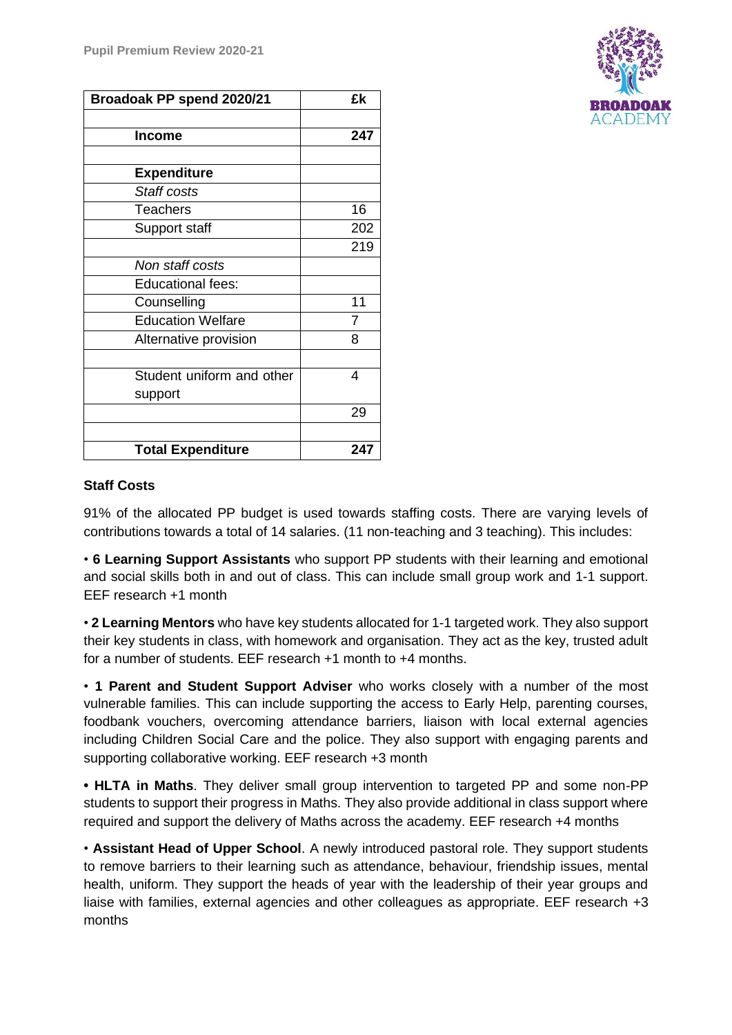| Broadoak PP spend 2020/21 | £k |
|---|---|
| | |
| **Income** | **247** |
| | |
| **Expenditure** | |
| *Staff costs* | |
| Teachers | 16 |
| Support staff | 202 |
| | 219 |
| *Non staff costs* | |
| Educational fees: | |
| Counselling | 11 |
| Education Welfare | 7 |
| Alternative provision | 8 |
| | |
| Student uniform and other support | 4 |
| | 29 |
| | |
| **Total Expenditure** | **247** |

**Staff Costs**

91% of the allocated PP budget is used towards staffing costs. There are varying levels of contributions towards a total of 14 salaries. (11 non-teaching and 3 teaching). This includes:

• **6 Learning Support Assistants** who support PP students with their learning and emotional and social skills both in and out of class. This can include small group work and 1-1 support. EEF research +1 month

• **2 Learning Mentors** who have key students allocated for 1-1 targeted work. They also support their key students in class, with homework and organisation. They act as the key, trusted adult for a number of students. EEF research +1 month to +4 months.

• **1 Parent and Student Support Adviser** who works closely with a number of the most vulnerable families. This can include supporting the access to Early Help, parenting courses, foodbank vouchers, overcoming attendance barriers, liaison with local external agencies including Children Social Care and the police. They also support with engaging parents and supporting collaborative working. EEF research +3 month

**• HLTA in Maths**. They deliver small group intervention to targeted PP and some non-PP students to support their progress in Maths. They also provide additional in class support where required and support the delivery of Maths across the academy. EEF research +4 months

• **Assistant Head of Upper School**. A newly introduced pastoral role. They support students to remove barriers to their learning such as attendance, behaviour, friendship issues, mental health, uniform. They support the heads of year with the leadership of their year groups and liaise with families, external agencies and other colleagues as appropriate. EEF research +3 months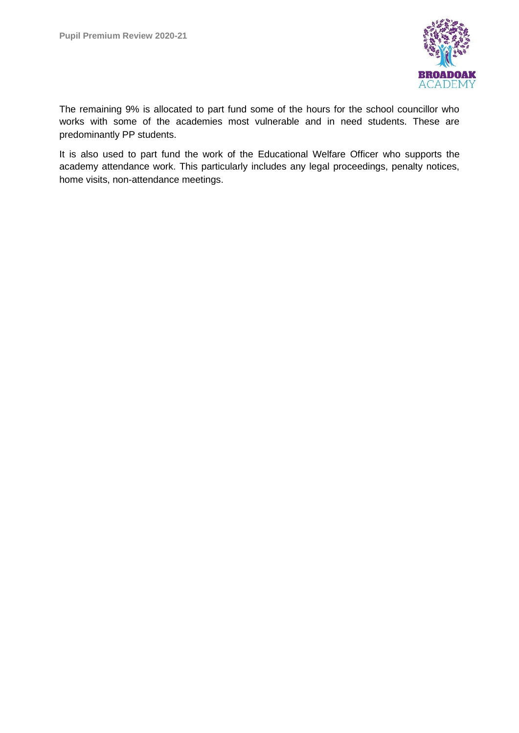The remaining 9% is allocated to part fund some of the hours for the school councillor who works with some of the academies most vulnerable and in need students. These are predominantly PP students.

It is also used to part fund the work of the Educational Welfare Officer who supports the academy attendance work. This particularly includes any legal proceedings, penalty notices, home visits, non-attendance meetings.